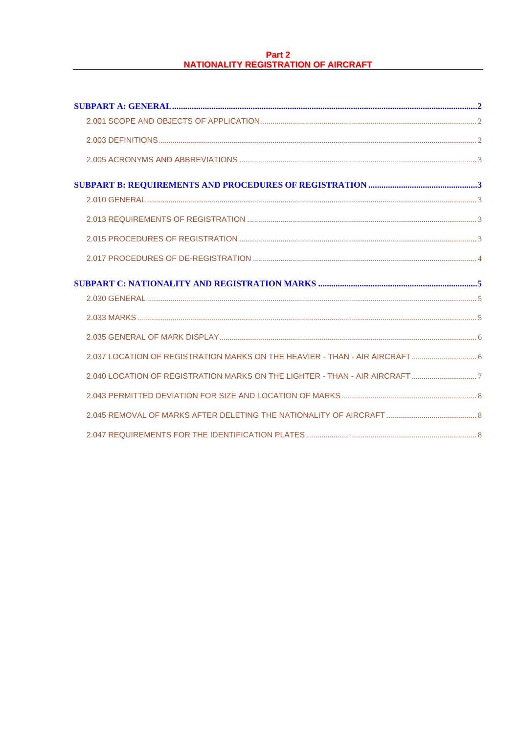# Part 2
# NATIONALITY REGISTRATION OF AIRCRAFT

**SUBPART A: GENERAL** ..... 2

2.001 SCOPE AND OBJECTS OF APPLICATION ..... 2

2.003 DEFINITIONS ..... 2

2.005 ACRONYMS AND ABBREVIATIONS ..... 3

**SUBPART B: REQUIREMENTS AND PROCEDURES OF REGISTRATION** ..... 3

2.010 GENERAL ..... 3

2.013 REQUIREMENTS OF REGISTRATION ..... 3

2.015 PROCEDURES OF REGISTRATION ..... 3

2.017 PROCEDURES OF DE-REGISTRATION ..... 4

**SUBPART C: NATIONALITY AND REGISTRATION MARKS** ..... 5

2.030 GENERAL ..... 5

2.033 MARKS ..... 5

2.035 GENERAL OF MARK DISPLAY ..... 6

2.037 LOCATION OF REGISTRATION MARKS ON THE HEAVIER - THAN - AIR AIRCRAFT ..... 6

2.040 LOCATION OF REGISTRATION MARKS ON THE LIGHTER - THAN - AIR AIRCRAFT ..... 7

2.043 PERMITTED DEVIATION FOR SIZE AND LOCATION OF MARKS ..... 8

2.045 REMOVAL OF MARKS AFTER DELETING THE NATIONALITY OF AIRCRAFT ..... 8

2.047 REQUIREMENTS FOR THE IDENTIFICATION PLATES ..... 8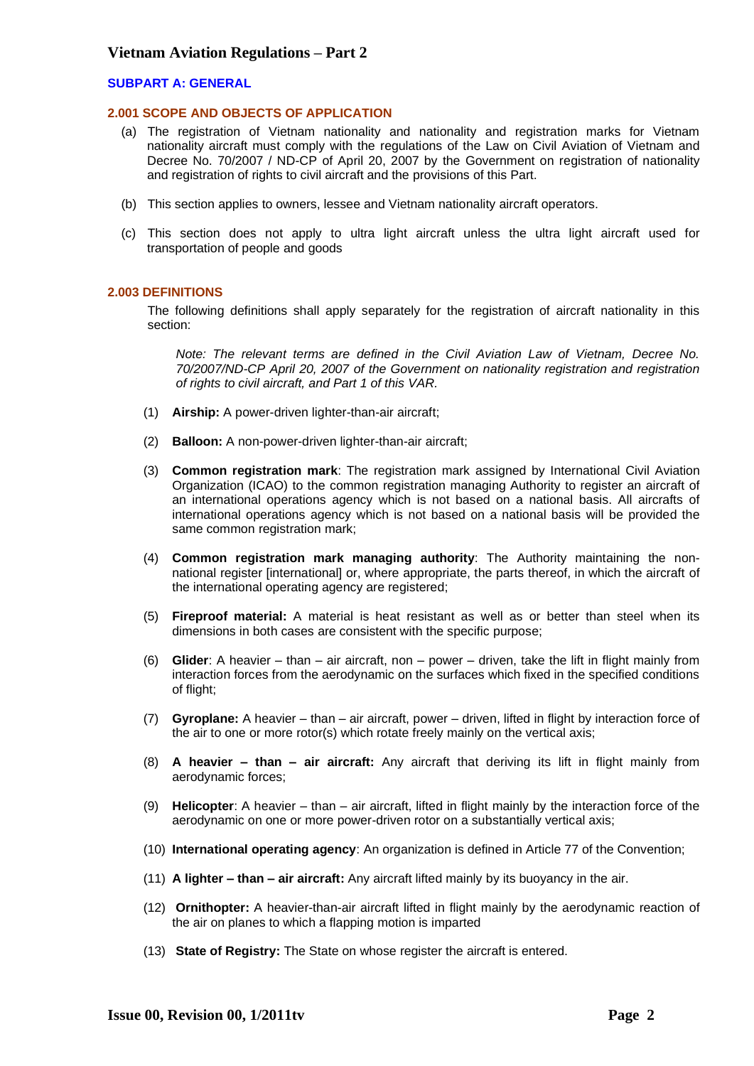### SUBPART A: GENERAL

#### 2.001 SCOPE AND OBJECTS OF APPLICATION

(a) The registration of Vietnam nationality and nationality and registration marks for Vietnam nationality aircraft must comply with the regulations of the Law on Civil Aviation of Vietnam and Decree No. 70/2007 / ND-CP of April 20, 2007 by the Government on registration of nationality and registration of rights to civil aircraft and the provisions of this Part.

(b) This section applies to owners, lessee and Vietnam nationality aircraft operators.

(c) This section does not apply to ultra light aircraft unless the ultra light aircraft used for transportation of people and goods

#### 2.003 DEFINITIONS

The following definitions shall apply separately for the registration of aircraft nationality in this section:

*Note: The relevant terms are defined in the Civil Aviation Law of Vietnam, Decree No. 70/2007/ND-CP April 20, 2007 of the Government on nationality registration and registration of rights to civil aircraft, and Part 1 of this VAR.*

(1) **Airship:** A power-driven lighter-than-air aircraft;

(2) **Balloon:** A non-power-driven lighter-than-air aircraft;

(3) **Common registration mark**: The registration mark assigned by International Civil Aviation Organization (ICAO) to the common registration managing Authority to register an aircraft of an international operations agency which is not based on a national basis. All aircrafts of international operations agency which is not based on a national basis will be provided the same common registration mark;

(4) **Common registration mark managing authority**: The Authority maintaining the non-national register [international] or, where appropriate, the parts thereof, in which the aircraft of the international operating agency are registered;

(5) **Fireproof material:** A material is heat resistant as well as or better than steel when its dimensions in both cases are consistent with the specific purpose;

(6) **Glider**: A heavier – than – air aircraft, non – power – driven, take the lift in flight mainly from interaction forces from the aerodynamic on the surfaces which fixed in the specified conditions of flight;

(7) **Gyroplane:** A heavier – than – air aircraft, power – driven, lifted in flight by interaction force of the air to one or more rotor(s) which rotate freely mainly on the vertical axis;

(8) **A heavier – than – air aircraft:** Any aircraft that deriving its lift in flight mainly from aerodynamic forces;

(9) **Helicopter**: A heavier – than – air aircraft, lifted in flight mainly by the interaction force of the aerodynamic on one or more power-driven rotor on a substantially vertical axis;

(10) **International operating agency**: An organization is defined in Article 77 of the Convention;

(11) **A lighter – than – air aircraft:** Any aircraft lifted mainly by its buoyancy in the air.

(12) **Ornithopter:** A heavier-than-air aircraft lifted in flight mainly by the aerodynamic reaction of the air on planes to which a flapping motion is imparted

(13) **State of Registry:** The State on whose register the aircraft is entered.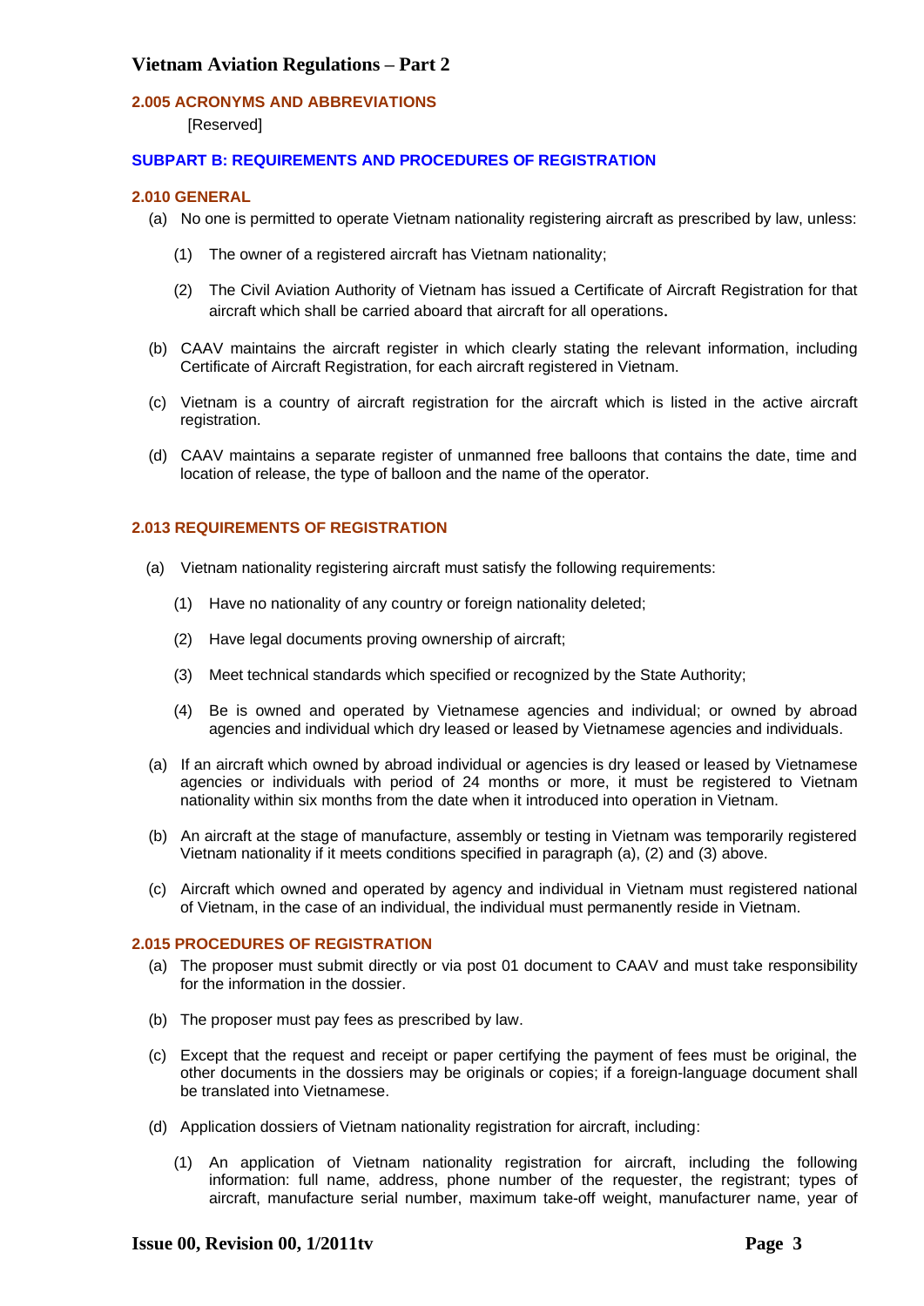### 2.005 ACRONYMS AND ABBREVIATIONS

[Reserved]

## SUBPART B: REQUIREMENTS AND PROCEDURES OF REGISTRATION

### 2.010 GENERAL

(a) No one is permitted to operate Vietnam nationality registering aircraft as prescribed by law, unless:

(1) The owner of a registered aircraft has Vietnam nationality;

(2) The Civil Aviation Authority of Vietnam has issued a Certificate of Aircraft Registration for that aircraft which shall be carried aboard that aircraft for all operations.

(b) CAAV maintains the aircraft register in which clearly stating the relevant information, including Certificate of Aircraft Registration, for each aircraft registered in Vietnam.

(c) Vietnam is a country of aircraft registration for the aircraft which is listed in the active aircraft registration.

(d) CAAV maintains a separate register of unmanned free balloons that contains the date, time and location of release, the type of balloon and the name of the operator.

### 2.013 REQUIREMENTS OF REGISTRATION

(a) Vietnam nationality registering aircraft must satisfy the following requirements:

(1) Have no nationality of any country or foreign nationality deleted;

(2) Have legal documents proving ownership of aircraft;

(3) Meet technical standards which specified or recognized by the State Authority;

(4) Be is owned and operated by Vietnamese agencies and individual; or owned by abroad agencies and individual which dry leased or leased by Vietnamese agencies and individuals.

(a) If an aircraft which owned by abroad individual or agencies is dry leased or leased by Vietnamese agencies or individuals with period of 24 months or more, it must be registered to Vietnam nationality within six months from the date when it introduced into operation in Vietnam.

(b) An aircraft at the stage of manufacture, assembly or testing in Vietnam was temporarily registered Vietnam nationality if it meets conditions specified in paragraph (a), (2) and (3) above.

(c) Aircraft which owned and operated by agency and individual in Vietnam must registered national of Vietnam, in the case of an individual, the individual must permanently reside in Vietnam.

### 2.015 PROCEDURES OF REGISTRATION

(a) The proposer must submit directly or via post 01 document to CAAV and must take responsibility for the information in the dossier.

(b) The proposer must pay fees as prescribed by law.

(c) Except that the request and receipt or paper certifying the payment of fees must be original, the other documents in the dossiers may be originals or copies; if a foreign-language document shall be translated into Vietnamese.

(d) Application dossiers of Vietnam nationality registration for aircraft, including:

(1) An application of Vietnam nationality registration for aircraft, including the following information: full name, address, phone number of the requester, the registrant; types of aircraft, manufacture serial number, maximum take-off weight, manufacturer name, year of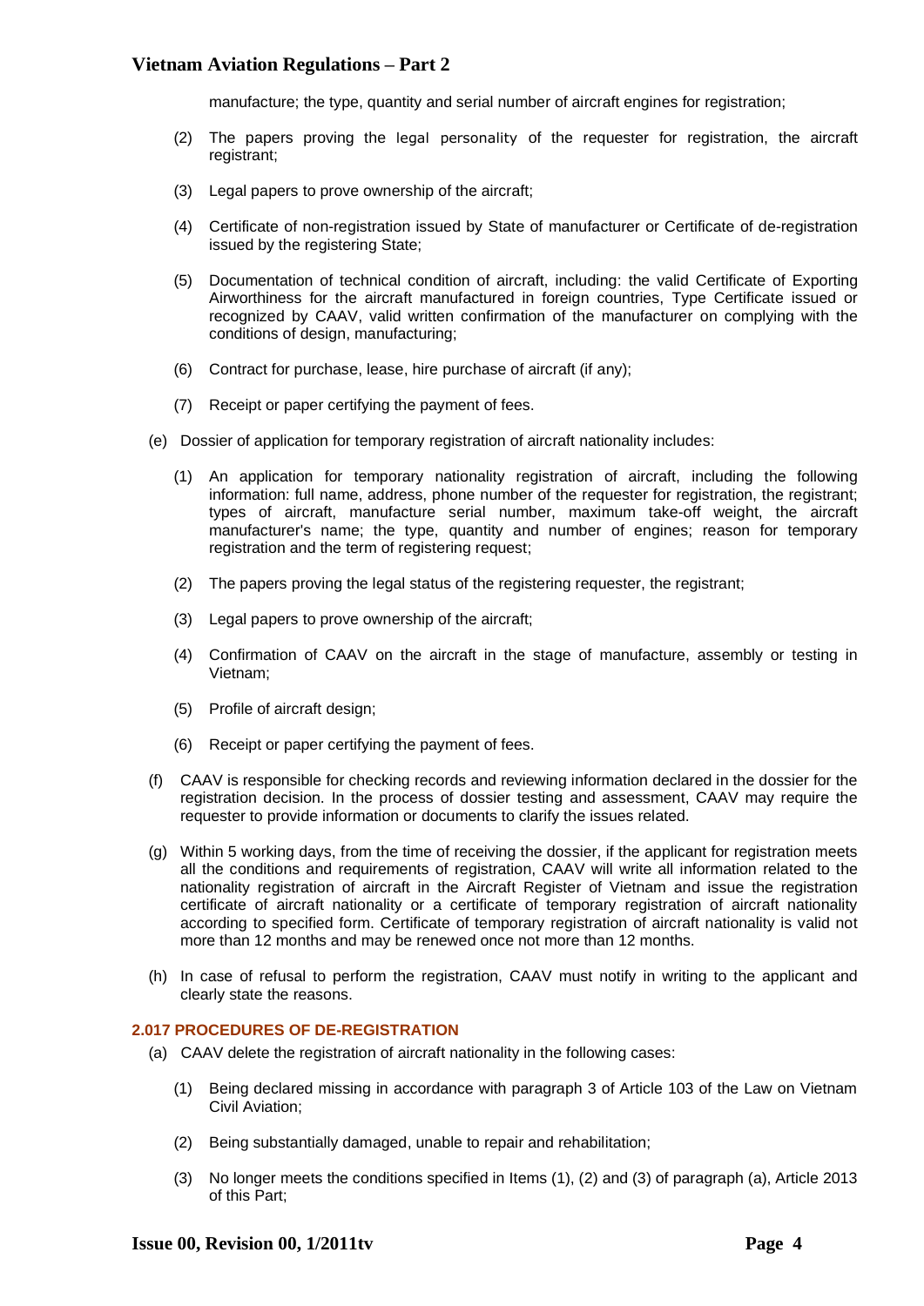manufacture; the type, quantity and serial number of aircraft engines for registration;

(2) The papers proving the legal personality of the requester for registration, the aircraft registrant;

(3) Legal papers to prove ownership of the aircraft;

(4) Certificate of non-registration issued by State of manufacturer or Certificate of de-registration issued by the registering State;

(5) Documentation of technical condition of aircraft, including: the valid Certificate of Exporting Airworthiness for the aircraft manufactured in foreign countries, Type Certificate issued or recognized by CAAV, valid written confirmation of the manufacturer on complying with the conditions of design, manufacturing;

(6) Contract for purchase, lease, hire purchase of aircraft (if any);

(7) Receipt or paper certifying the payment of fees.

(e) Dossier of application for temporary registration of aircraft nationality includes:

(1) An application for temporary nationality registration of aircraft, including the following information: full name, address, phone number of the requester for registration, the registrant; types of aircraft, manufacture serial number, maximum take-off weight, the aircraft manufacturer's name; the type, quantity and number of engines; reason for temporary registration and the term of registering request;

(2) The papers proving the legal status of the registering requester, the registrant;

(3) Legal papers to prove ownership of the aircraft;

(4) Confirmation of CAAV on the aircraft in the stage of manufacture, assembly or testing in Vietnam;

(5) Profile of aircraft design;

(6) Receipt or paper certifying the payment of fees.

(f) CAAV is responsible for checking records and reviewing information declared in the dossier for the registration decision. In the process of dossier testing and assessment, CAAV may require the requester to provide information or documents to clarify the issues related.

(g) Within 5 working days, from the time of receiving the dossier, if the applicant for registration meets all the conditions and requirements of registration, CAAV will write all information related to the nationality registration of aircraft in the Aircraft Register of Vietnam and issue the registration certificate of aircraft nationality or a certificate of temporary registration of aircraft nationality according to specified form. Certificate of temporary registration of aircraft nationality is valid not more than 12 months and may be renewed once not more than 12 months.

(h) In case of refusal to perform the registration, CAAV must notify in writing to the applicant and clearly state the reasons.

### 2.017 PROCEDURES OF DE-REGISTRATION

(a) CAAV delete the registration of aircraft nationality in the following cases:

(1) Being declared missing in accordance with paragraph 3 of Article 103 of the Law on Vietnam Civil Aviation;

(2) Being substantially damaged, unable to repair and rehabilitation;

(3) No longer meets the conditions specified in Items (1), (2) and (3) of paragraph (a), Article 2013 of this Part;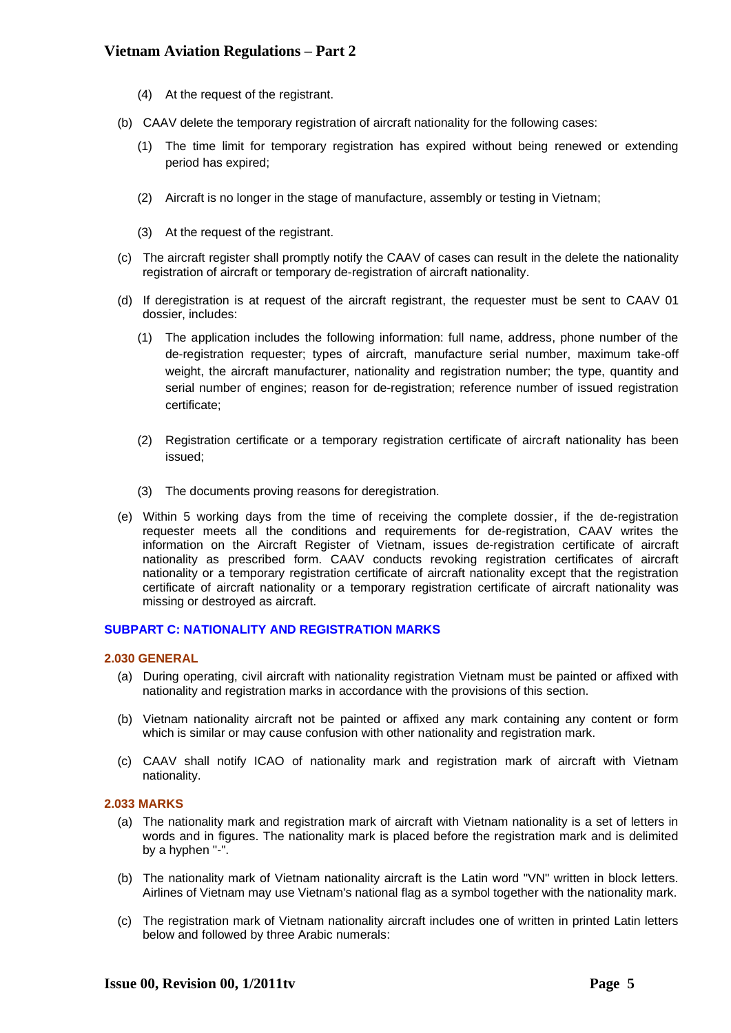(4) At the request of the registrant.

(b) CAAV delete the temporary registration of aircraft nationality for the following cases:

(1) The time limit for temporary registration has expired without being renewed or extending period has expired;

(2) Aircraft is no longer in the stage of manufacture, assembly or testing in Vietnam;

(3) At the request of the registrant.

(c) The aircraft register shall promptly notify the CAAV of cases can result in the delete the nationality registration of aircraft or temporary de-registration of aircraft nationality.

(d) If deregistration is at request of the aircraft registrant, the requester must be sent to CAAV 01 dossier, includes:

(1) The application includes the following information: full name, address, phone number of the de-registration requester; types of aircraft, manufacture serial number, maximum take-off weight, the aircraft manufacturer, nationality and registration number; the type, quantity and serial number of engines; reason for de-registration; reference number of issued registration certificate;

(2) Registration certificate or a temporary registration certificate of aircraft nationality has been issued;

(3) The documents proving reasons for deregistration.

(e) Within 5 working days from the time of receiving the complete dossier, if the de-registration requester meets all the conditions and requirements for de-registration, CAAV writes the information on the Aircraft Register of Vietnam, issues de-registration certificate of aircraft nationality as prescribed form. CAAV conducts revoking registration certificates of aircraft nationality or a temporary registration certificate of aircraft nationality except that the registration certificate of aircraft nationality or a temporary registration certificate of aircraft nationality was missing or destroyed as aircraft.

## SUBPART C: NATIONALITY AND REGISTRATION MARKS

### 2.030 GENERAL

(a) During operating, civil aircraft with nationality registration Vietnam must be painted or affixed with nationality and registration marks in accordance with the provisions of this section.

(b) Vietnam nationality aircraft not be painted or affixed any mark containing any content or form which is similar or may cause confusion with other nationality and registration mark.

(c) CAAV shall notify ICAO of nationality mark and registration mark of aircraft with Vietnam nationality.

### 2.033 MARKS

(a) The nationality mark and registration mark of aircraft with Vietnam nationality is a set of letters in words and in figures. The nationality mark is placed before the registration mark and is delimited by a hyphen "-".

(b) The nationality mark of Vietnam nationality aircraft is the Latin word "VN" written in block letters. Airlines of Vietnam may use Vietnam's national flag as a symbol together with the nationality mark.

(c) The registration mark of Vietnam nationality aircraft includes one of written in printed Latin letters below and followed by three Arabic numerals: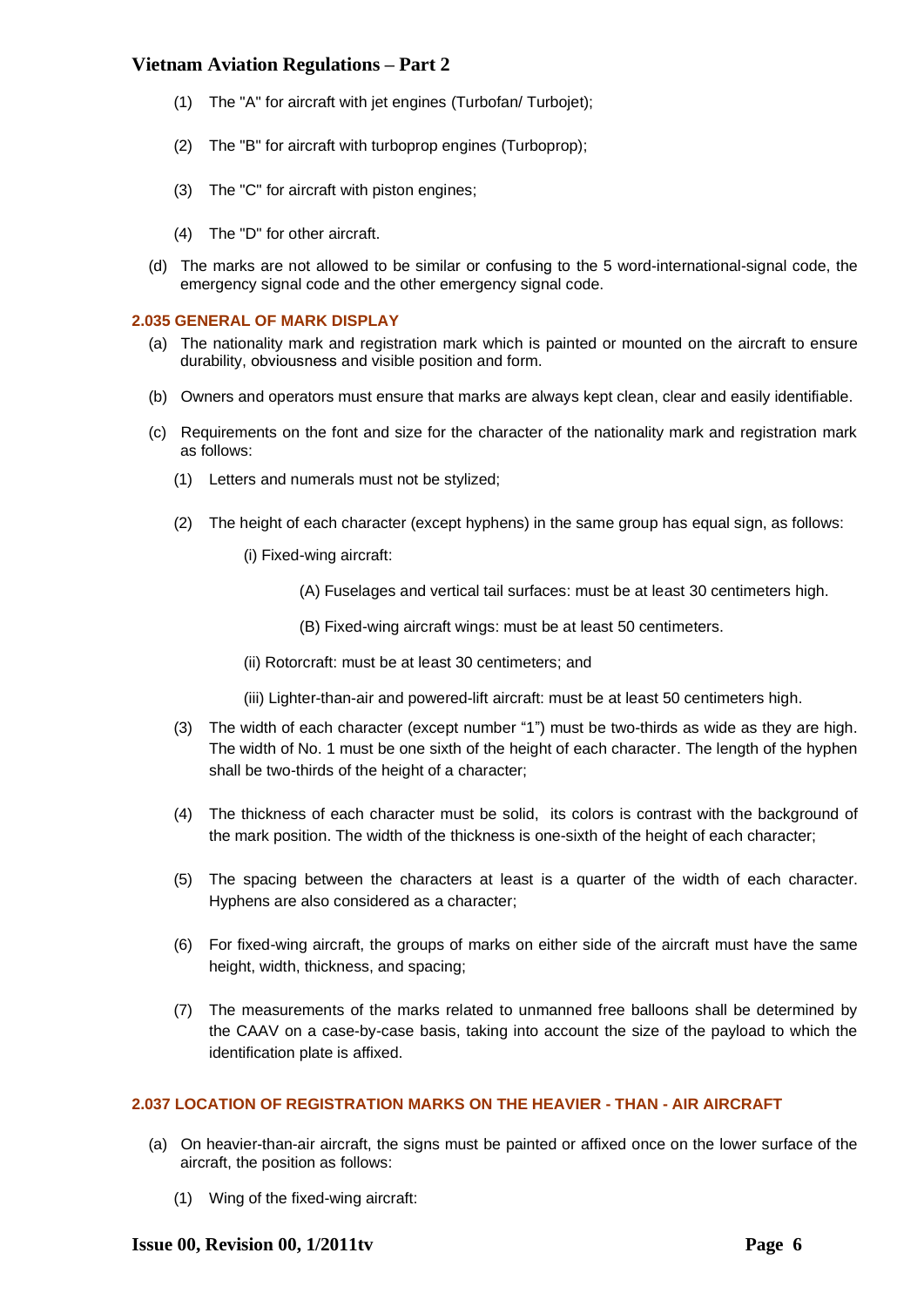(1) The "A" for aircraft with jet engines (Turbofan/ Turbojet);

(2) The "B" for aircraft with turboprop engines (Turboprop);

(3) The "C" for aircraft with piston engines;

(4) The "D" for other aircraft.

(d) The marks are not allowed to be similar or confusing to the 5 word-international-signal code, the emergency signal code and the other emergency signal code.

### 2.035 GENERAL OF MARK DISPLAY

(a) The nationality mark and registration mark which is painted or mounted on the aircraft to ensure durability, obviousness and visible position and form.

(b) Owners and operators must ensure that marks are always kept clean, clear and easily identifiable.

(c) Requirements on the font and size for the character of the nationality mark and registration mark as follows:

(1) Letters and numerals must not be stylized;

(2) The height of each character (except hyphens) in the same group has equal sign, as follows:

(i) Fixed-wing aircraft:

(A) Fuselages and vertical tail surfaces: must be at least 30 centimeters high.

(B) Fixed-wing aircraft wings: must be at least 50 centimeters.

(ii) Rotorcraft: must be at least 30 centimeters; and

(iii) Lighter-than-air and powered-lift aircraft: must be at least 50 centimeters high.

(3) The width of each character (except number "1") must be two-thirds as wide as they are high. The width of No. 1 must be one sixth of the height of each character. The length of the hyphen shall be two-thirds of the height of a character;

(4) The thickness of each character must be solid, its colors is contrast with the background of the mark position. The width of the thickness is one-sixth of the height of each character;

(5) The spacing between the characters at least is a quarter of the width of each character. Hyphens are also considered as a character;

(6) For fixed-wing aircraft, the groups of marks on either side of the aircraft must have the same height, width, thickness, and spacing;

(7) The measurements of the marks related to unmanned free balloons shall be determined by the CAAV on a case-by-case basis, taking into account the size of the payload to which the identification plate is affixed.

### 2.037 LOCATION OF REGISTRATION MARKS ON THE HEAVIER - THAN - AIR AIRCRAFT

(a) On heavier-than-air aircraft, the signs must be painted or affixed once on the lower surface of the aircraft, the position as follows:

(1) Wing of the fixed-wing aircraft: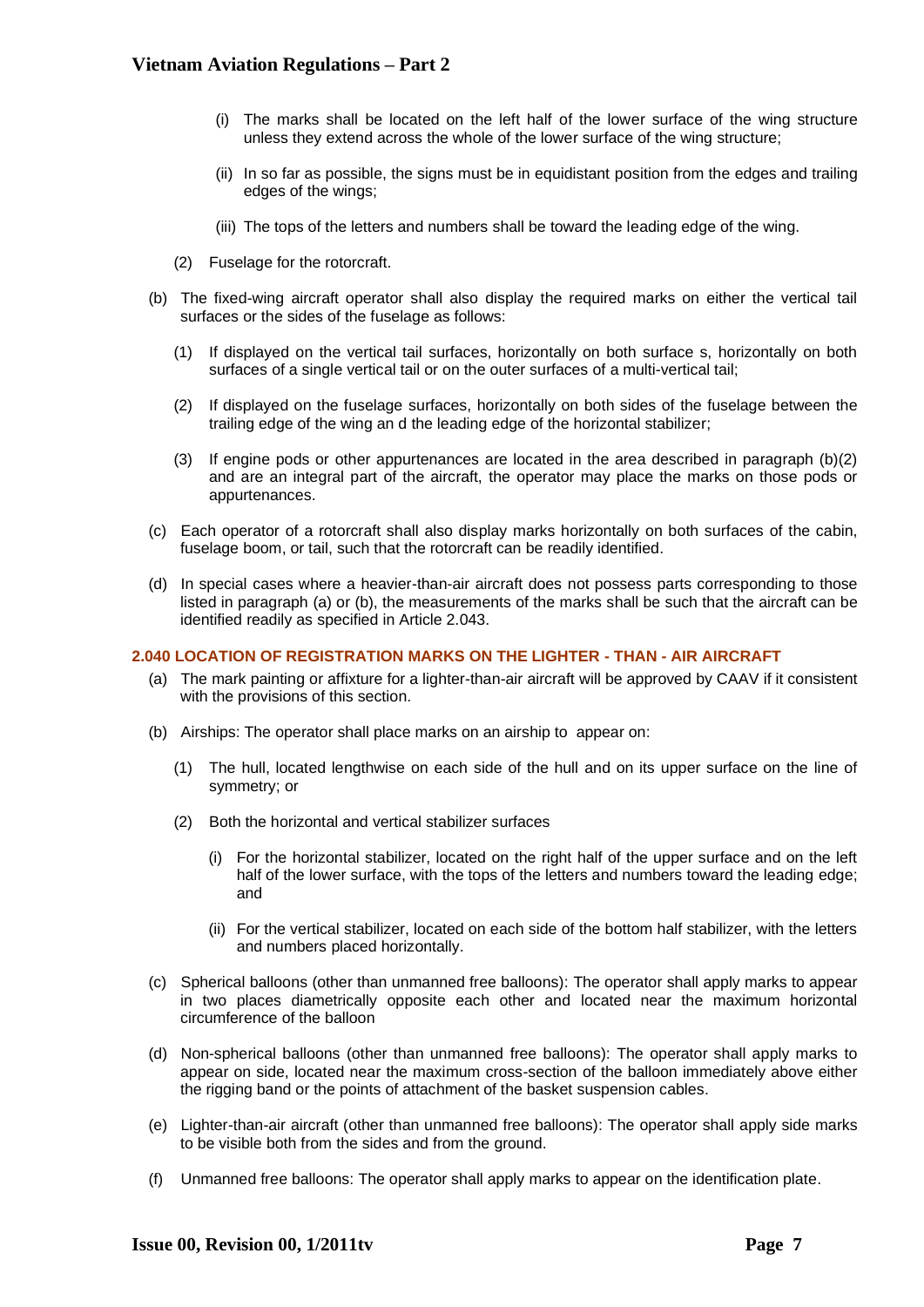(i) The marks shall be located on the left half of the lower surface of the wing structure unless they extend across the whole of the lower surface of the wing structure;

(ii) In so far as possible, the signs must be in equidistant position from the edges and trailing edges of the wings;

(iii) The tops of the letters and numbers shall be toward the leading edge of the wing.

(2) Fuselage for the rotorcraft.

(b) The fixed-wing aircraft operator shall also display the required marks on either the vertical tail surfaces or the sides of the fuselage as follows:

(1) If displayed on the vertical tail surfaces, horizontally on both surface s, horizontally on both surfaces of a single vertical tail or on the outer surfaces of a multi-vertical tail;

(2) If displayed on the fuselage surfaces, horizontally on both sides of the fuselage between the trailing edge of the wing an d the leading edge of the horizontal stabilizer;

(3) If engine pods or other appurtenances are located in the area described in paragraph (b)(2) and are an integral part of the aircraft, the operator may place the marks on those pods or appurtenances.

(c) Each operator of a rotorcraft shall also display marks horizontally on both surfaces of the cabin, fuselage boom, or tail, such that the rotorcraft can be readily identified.

(d) In special cases where a heavier-than-air aircraft does not possess parts corresponding to those listed in paragraph (a) or (b), the measurements of the marks shall be such that the aircraft can be identified readily as specified in Article 2.043.

## 2.040 LOCATION OF REGISTRATION MARKS ON THE LIGHTER - THAN - AIR AIRCRAFT

(a) The mark painting or affixture for a lighter-than-air aircraft will be approved by CAAV if it consistent with the provisions of this section.

(b) Airships: The operator shall place marks on an airship to appear on:

(1) The hull, located lengthwise on each side of the hull and on its upper surface on the line of symmetry; or

(2) Both the horizontal and vertical stabilizer surfaces

(i) For the horizontal stabilizer, located on the right half of the upper surface and on the left half of the lower surface, with the tops of the letters and numbers toward the leading edge; and

(ii) For the vertical stabilizer, located on each side of the bottom half stabilizer, with the letters and numbers placed horizontally.

(c) Spherical balloons (other than unmanned free balloons): The operator shall apply marks to appear in two places diametrically opposite each other and located near the maximum horizontal circumference of the balloon

(d) Non-spherical balloons (other than unmanned free balloons): The operator shall apply marks to appear on side, located near the maximum cross-section of the balloon immediately above either the rigging band or the points of attachment of the basket suspension cables.

(e) Lighter-than-air aircraft (other than unmanned free balloons): The operator shall apply side marks to be visible both from the sides and from the ground.

(f) Unmanned free balloons: The operator shall apply marks to appear on the identification plate.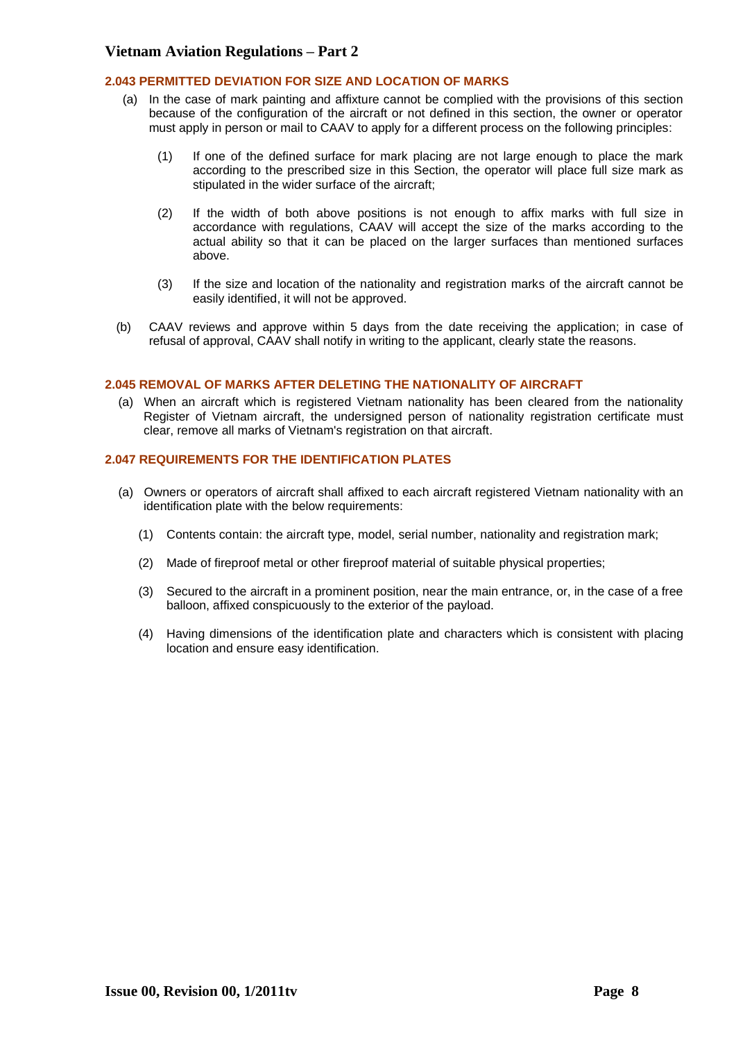### 2.043 PERMITTED DEVIATION FOR SIZE AND LOCATION OF MARKS

(a) In the case of mark painting and affixture cannot be complied with the provisions of this section because of the configuration of the aircraft or not defined in this section, the owner or operator must apply in person or mail to CAAV to apply for a different process on the following principles:

(1) If one of the defined surface for mark placing are not large enough to place the mark according to the prescribed size in this Section, the operator will place full size mark as stipulated in the wider surface of the aircraft;

(2) If the width of both above positions is not enough to affix marks with full size in accordance with regulations, CAAV will accept the size of the marks according to the actual ability so that it can be placed on the larger surfaces than mentioned surfaces above.

(3) If the size and location of the nationality and registration marks of the aircraft cannot be easily identified, it will not be approved.

(b) CAAV reviews and approve within 5 days from the date receiving the application; in case of refusal of approval, CAAV shall notify in writing to the applicant, clearly state the reasons.

### 2.045 REMOVAL OF MARKS AFTER DELETING THE NATIONALITY OF AIRCRAFT

(a) When an aircraft which is registered Vietnam nationality has been cleared from the nationality Register of Vietnam aircraft, the undersigned person of nationality registration certificate must clear, remove all marks of Vietnam's registration on that aircraft.

### 2.047 REQUIREMENTS FOR THE IDENTIFICATION PLATES

(a) Owners or operators of aircraft shall affixed to each aircraft registered Vietnam nationality with an identification plate with the below requirements:

(1) Contents contain: the aircraft type, model, serial number, nationality and registration mark;

(2) Made of fireproof metal or other fireproof material of suitable physical properties;

(3) Secured to the aircraft in a prominent position, near the main entrance, or, in the case of a free balloon, affixed conspicuously to the exterior of the payload.

(4) Having dimensions of the identification plate and characters which is consistent with placing location and ensure easy identification.